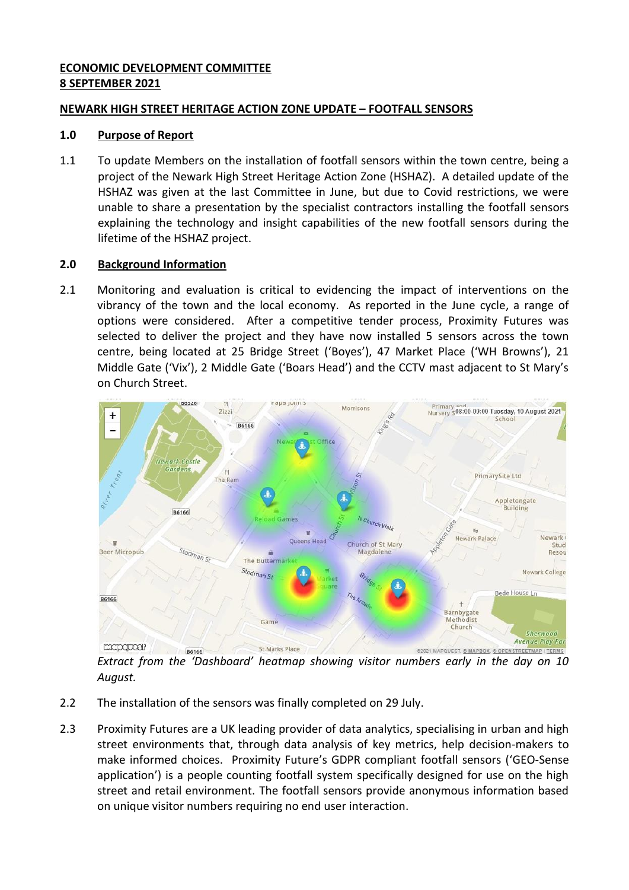**ECONOMIC DEVELOPMENT COMMITTEE**
**8 SEPTEMBER 2021**

**NEWARK HIGH STREET HERITAGE ACTION ZONE UPDATE – FOOTFALL SENSORS**

## 1.0 Purpose of Report

1.1 To update Members on the installation of footfall sensors within the town centre, being a project of the Newark High Street Heritage Action Zone (HSHAZ). A detailed update of the HSHAZ was given at the last Committee in June, but due to Covid restrictions, we were unable to share a presentation by the specialist contractors installing the footfall sensors explaining the technology and insight capabilities of the new footfall sensors during the lifetime of the HSHAZ project.

## 2.0 Background Information

2.1 Monitoring and evaluation is critical to evidencing the impact of interventions on the vibrancy of the town and the local economy. As reported in the June cycle, a range of options were considered. After a competitive tender process, Proximity Futures was selected to deliver the project and they have now installed 5 sensors across the town centre, being located at 25 Bridge Street ('Boyes'), 47 Market Place ('WH Browns'), 21 Middle Gate ('Vix'), 2 Middle Gate ('Boars Head') and the CCTV mast adjacent to St Mary's on Church Street.

*Extract from the 'Dashboard' heatmap showing visitor numbers early in the day on 10 August.*

2.2 The installation of the sensors was finally completed on 29 July.

2.3 Proximity Futures are a UK leading provider of data analytics, specialising in urban and high street environments that, through data analysis of key metrics, help decision-makers to make informed choices. Proximity Future's GDPR compliant footfall sensors ('GEO-Sense application') is a people counting footfall system specifically designed for use on the high street and retail environment. The footfall sensors provide anonymous information based on unique visitor numbers requiring no end user interaction.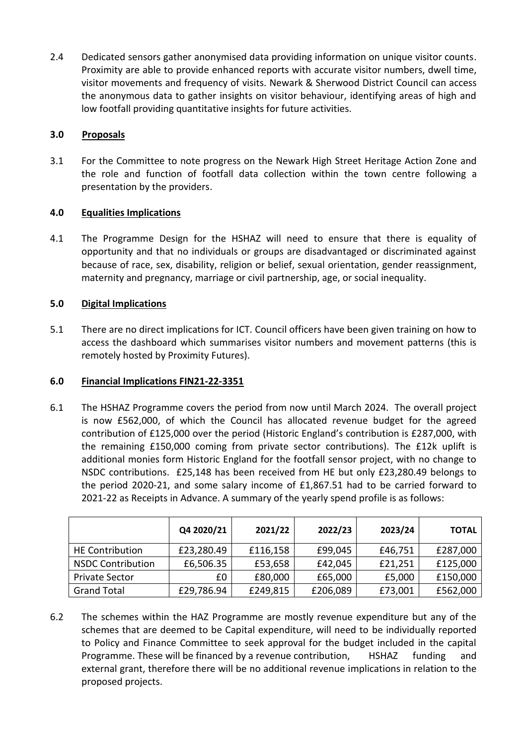2.4 Dedicated sensors gather anonymised data providing information on unique visitor counts. Proximity are able to provide enhanced reports with accurate visitor numbers, dwell time, visitor movements and frequency of visits. Newark & Sherwood District Council can access the anonymous data to gather insights on visitor behaviour, identifying areas of high and low footfall providing quantitative insights for future activities.

## 3.0 Proposals

3.1 For the Committee to note progress on the Newark High Street Heritage Action Zone and the role and function of footfall data collection within the town centre following a presentation by the providers.

## 4.0 Equalities Implications

4.1 The Programme Design for the HSHAZ will need to ensure that there is equality of opportunity and that no individuals or groups are disadvantaged or discriminated against because of race, sex, disability, religion or belief, sexual orientation, gender reassignment, maternity and pregnancy, marriage or civil partnership, age, or social inequality.

## 5.0 Digital Implications

5.1 There are no direct implications for ICT. Council officers have been given training on how to access the dashboard which summarises visitor numbers and movement patterns (this is remotely hosted by Proximity Futures).

## 6.0 Financial Implications FIN21-22-3351

6.1 The HSHAZ Programme covers the period from now until March 2024. The overall project is now £562,000, of which the Council has allocated revenue budget for the agreed contribution of £125,000 over the period (Historic England's contribution is £287,000, with the remaining £150,000 coming from private sector contributions). The £12k uplift is additional monies form Historic England for the footfall sensor project, with no change to NSDC contributions. £25,148 has been received from HE but only £23,280.49 belongs to the period 2020-21, and some salary income of £1,867.51 had to be carried forward to 2021-22 as Receipts in Advance. A summary of the yearly spend profile is as follows:

| | Q4 2020/21 | 2021/22 | 2022/23 | 2023/24 | TOTAL |
|---|---|---|---|---|---|
| HE Contribution | £23,280.49 | £116,158 | £99,045 | £46,751 | £287,000 |
| NSDC Contribution | £6,506.35 | £53,658 | £42,045 | £21,251 | £125,000 |
| Private Sector | £0 | £80,000 | £65,000 | £5,000 | £150,000 |
| Grand Total | £29,786.94 | £249,815 | £206,089 | £73,001 | £562,000 |

6.2 The schemes within the HAZ Programme are mostly revenue expenditure but any of the schemes that are deemed to be Capital expenditure, will need to be individually reported to Policy and Finance Committee to seek approval for the budget included in the capital Programme. These will be financed by a revenue contribution, HSHAZ funding and external grant, therefore there will be no additional revenue implications in relation to the proposed projects.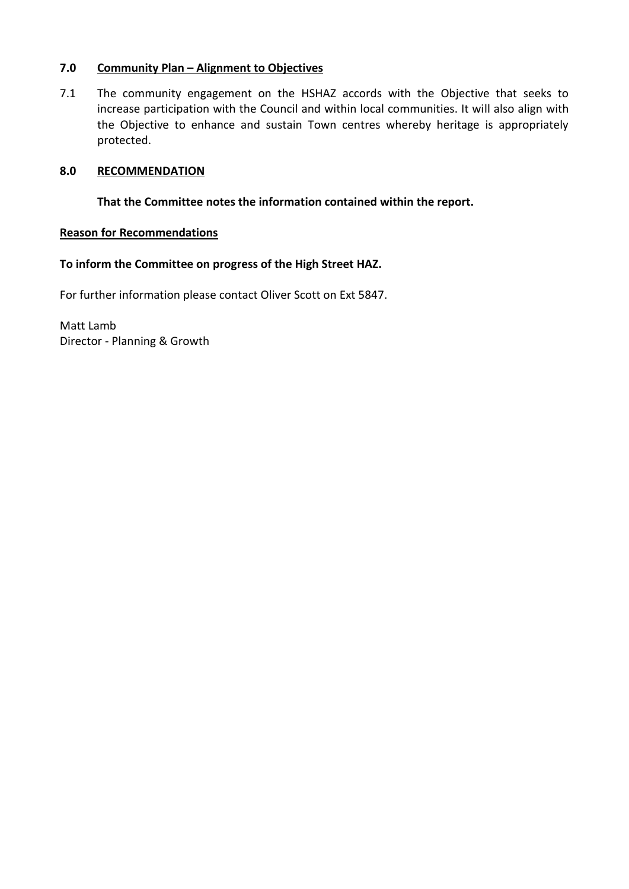## 7.0 Community Plan – Alignment to Objectives

7.1 The community engagement on the HSHAZ accords with the Objective that seeks to increase participation with the Council and within local communities. It will also align with the Objective to enhance and sustain Town centres whereby heritage is appropriately protected.

## 8.0 RECOMMENDATION

**That the Committee notes the information contained within the report.**

**Reason for Recommendations**

**To inform the Committee on progress of the High Street HAZ.**

For further information please contact Oliver Scott on Ext 5847.

Matt Lamb
Director - Planning & Growth